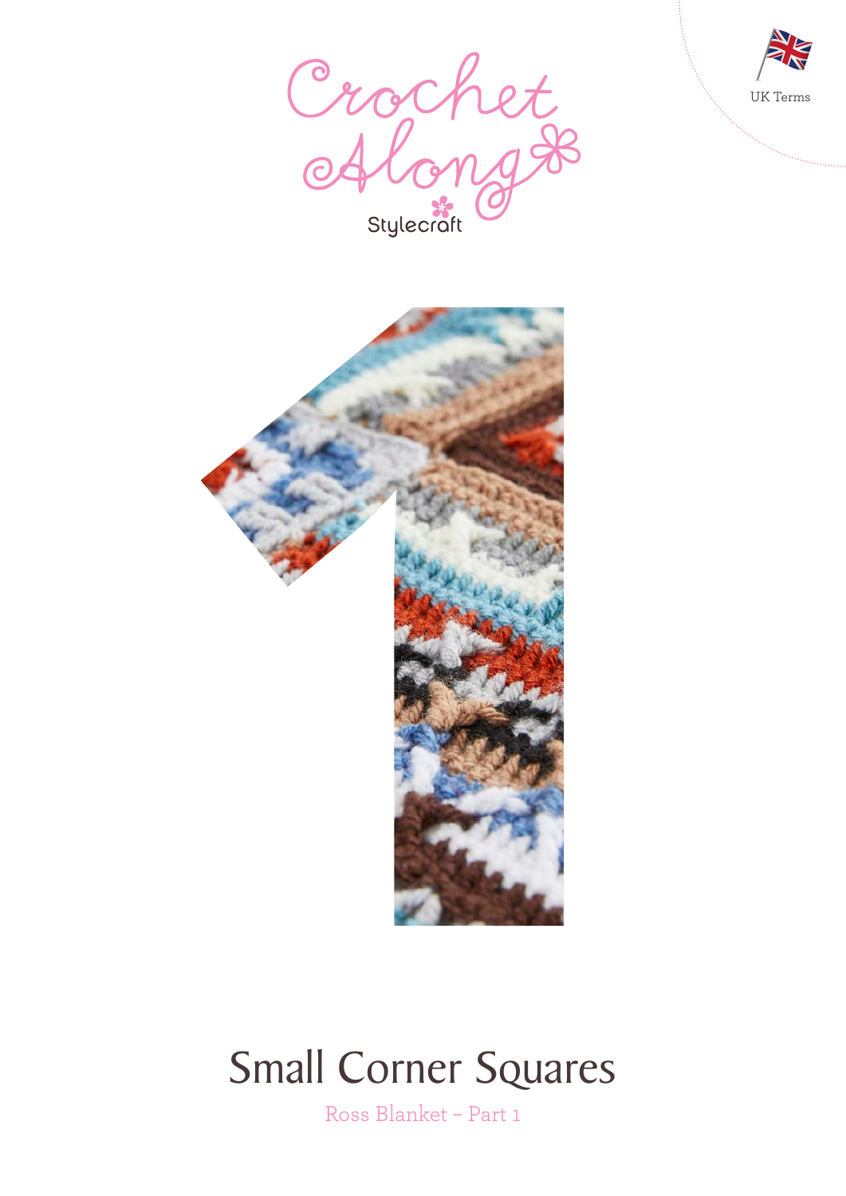Crochet Along

Stylecraft

UK Terms

# Small Corner Squares

Ross Blanket – Part 1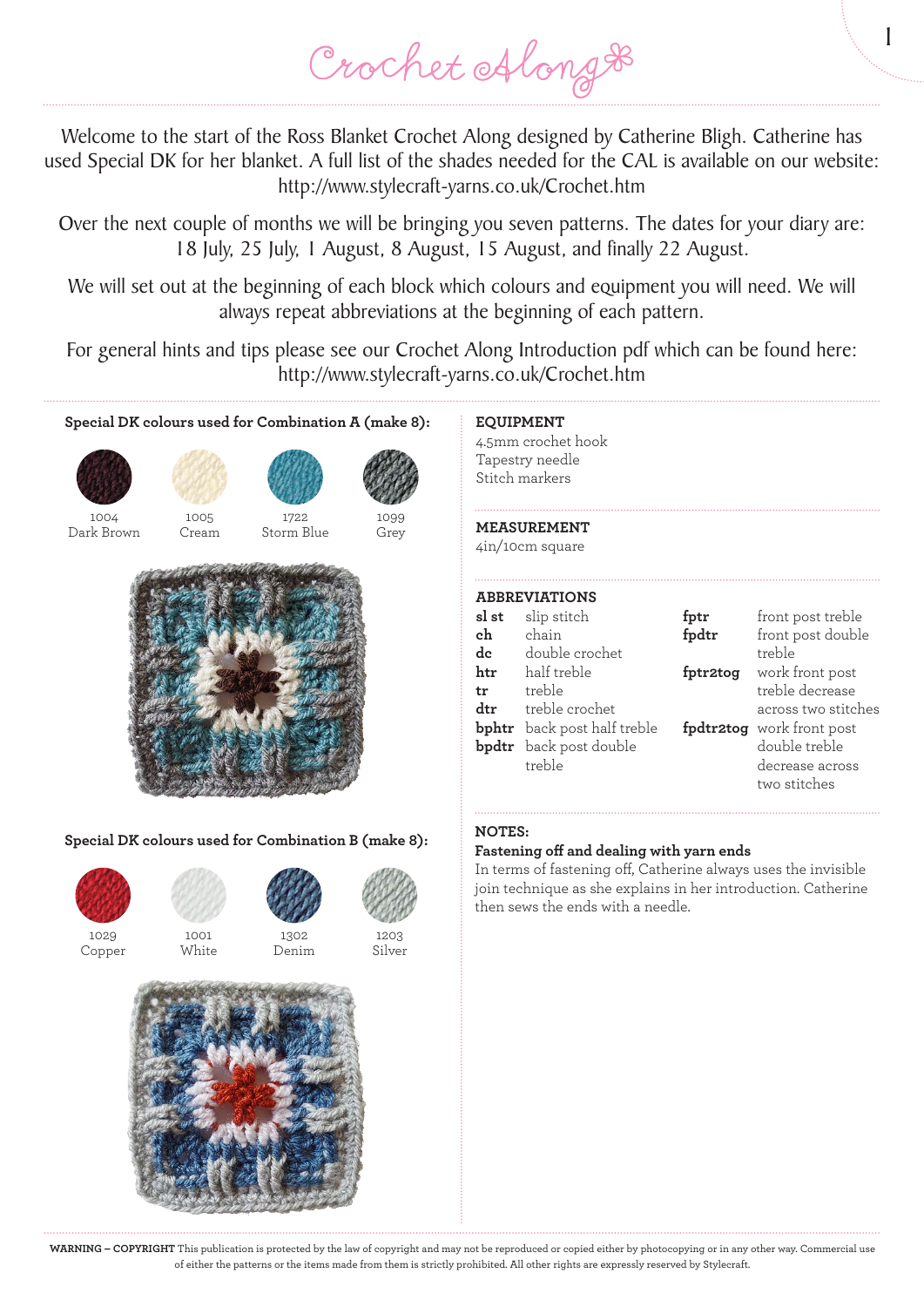# Crochet Along

Welcome to the start of the Ross Blanket Crochet Along designed by Catherine Bligh. Catherine has used Special DK for her blanket. A full list of the shades needed for the CAL is available on our website: http://www.stylecraft-yarns.co.uk/Crochet.htm

Over the next couple of months we will be bringing you seven patterns. The dates for your diary are: 18 July, 25 July, 1 August, 8 August, 15 August, and finally 22 August.

We will set out at the beginning of each block which colours and equipment you will need. We will always repeat abbreviations at the beginning of each pattern.

For general hints and tips please see our Crochet Along Introduction pdf which can be found here: http://www.stylecraft-yarns.co.uk/Crochet.htm

**Special DK colours used for Combination A (make 8):**

- 1004 Dark Brown
- 1005 Cream
- 1722 Storm Blue
- 1099 Grey

**Special DK colours used for Combination B (make 8):**

- 1029 Copper
- 1001 White
- 1302 Denim
- 1203 Silver

## EQUIPMENT

4.5mm crochet hook
Tapestry needle
Stitch markers

## MEASUREMENT

4in/10cm square

## ABBREVIATIONS

| | |
|---|---|
| **sl st** | slip stitch |
| **ch** | chain |
| **dc** | double crochet |
| **htr** | half treble |
| **tr** | treble |
| **dtr** | treble crochet |
| **bphtr** | back post half treble |
| **bpdtr** | back post double treble |
| **fptr** | front post treble |
| **fpdtr** | front post double treble |
| **fptr2tog** | work front post treble decrease across two stitches |
| **fpdtr2tog** | work front post double treble decrease across two stitches |

## NOTES:

**Fastening off and dealing with yarn ends**

In terms of fastening off, Catherine always uses the invisible join technique as she explains in her introduction. Catherine then sews the ends with a needle.

**WARNING – COPYRIGHT** This publication is protected by the law of copyright and may not be reproduced or copied either by photocopying or in any other way. Commercial use of either the patterns or the items made from them is strictly prohibited. All other rights are expressly reserved by Stylecraft.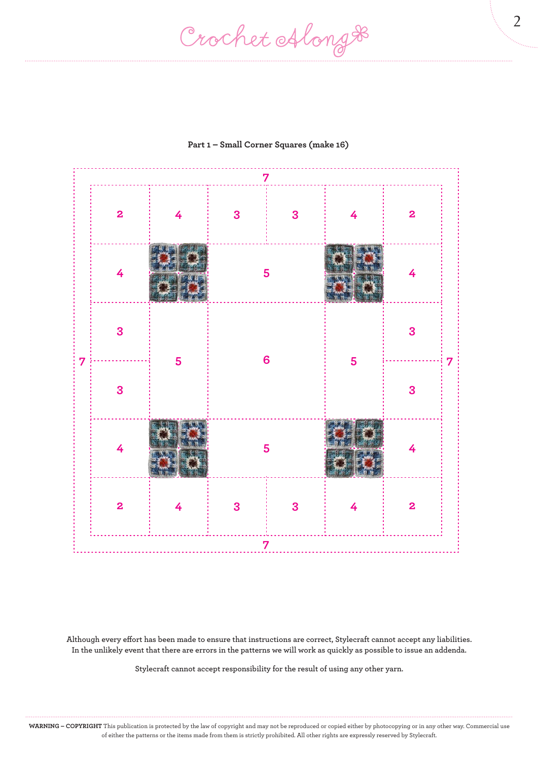**Part 1 – Small Corner Squares (make 16)**

|   |   |   |   |   |   |
|---|---|---|---|---|---|
| 2 | 4 | 3 | 3 | 4 | 2 |
| 4 |   | 5 |   |   | 4 |
| 3 | 5 | 6 |   | 5 | 3 |
| 3 |   |   |   |   | 3 |
| 4 |   | 5 |   |   | 4 |
| 2 | 4 | 3 | 3 | 4 | 2 |

7 (border on all four sides)

Although every effort has been made to ensure that instructions are correct, Stylecraft cannot accept any liabilities. In the unlikely event that there are errors in the patterns we will work as quickly as possible to issue an addenda.

Stylecraft cannot accept responsibility for the result of using any other yarn.

**WARNING – COPYRIGHT** This publication is protected by the law of copyright and may not be reproduced or copied either by photocopying or in any other way. Commercial use of either the patterns or the items made from them is strictly prohibited. All other rights are expressly reserved by Stylecraft.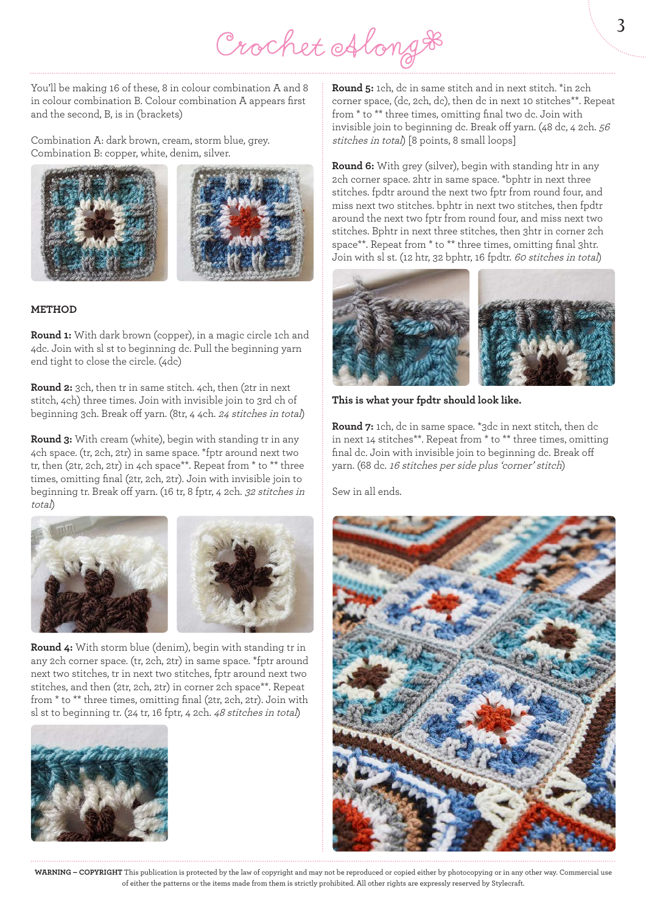# Crochet Along

You'll be making 16 of these, 8 in colour combination A and 8 in colour combination B. Colour combination A appears first and the second, B, is in (brackets)

Combination A: dark brown, cream, storm blue, grey.
Combination B: copper, white, denim, silver.

**METHOD**

**Round 1:** With dark brown (copper), in a magic circle 1ch and 4dc. Join with sl st to beginning dc. Pull the beginning yarn end tight to close the circle. (4dc)

**Round 2:** 3ch, then tr in same stitch. 4ch, then (2tr in next stitch, 4ch) three times. Join with invisible join to 3rd ch of beginning 3ch. Break off yarn. (8tr, 4 4ch. *24 stitches in total*)

**Round 3:** With cream (white), begin with standing tr in any 4ch space. (tr, 2ch, 2tr) in same space. *fptr around next two tr, then (2tr, 2ch, 2tr) in 4ch space**. Repeat from * to ** three times, omitting final (2tr, 2ch, 2tr). Join with invisible join to beginning tr. Break off yarn. (16 tr, 8 fptr, 4 2ch. *32 stitches in total*)

**Round 4:** With storm blue (denim), begin with standing tr in any 2ch corner space. (tr, 2ch, 2tr) in same space. *fptr around next two stitches, tr in next two stitches, fptr around next two stitches, and then (2tr, 2ch, 2tr) in corner 2ch space**. Repeat from * to ** three times, omitting final (2tr, 2ch, 2tr). Join with sl st to beginning tr. (24 tr, 16 fptr, 4 2ch. *48 stitches in total*)

**Round 5:** 1ch, dc in same stitch and in next stitch. *in 2ch corner space, (dc, 2ch, dc), then dc in next 10 stitches**. Repeat from * to ** three times, omitting final two dc. Join with invisible join to beginning dc. Break off yarn. (48 dc, 4 2ch. *56 stitches in total*) [8 points, 8 small loops]

**Round 6:** With grey (silver), begin with standing htr in any 2ch corner space. 2htr in same space. *bphtr in next three stitches. fpdtr around the next two fptr from round four, and miss next two stitches. bphtr in next two stitches, then fpdtr around the next two fptr from round four, and miss next two stitches. Bphtr in next three stitches, then 3htr in corner 2ch space**. Repeat from * to ** three times, omitting final 3htr. Join with sl st. (12 htr, 32 bphtr, 16 fpdtr. *60 stitches in total*)

**This is what your fpdtr should look like.**

**Round 7:** 1ch, dc in same space. *3dc in next stitch, then dc in next 14 stitches**. Repeat from * to ** three times, omitting final dc. Join with invisible join to beginning dc. Break off yarn. (68 dc. *16 stitches per side plus 'corner' stitch*)

Sew in all ends.

**WARNING – COPYRIGHT** This publication is protected by the law of copyright and may not be reproduced or copied either by photocopying or in any other way. Commercial use of either the patterns or the items made from them is strictly prohibited. All other rights are expressly reserved by Stylecraft.